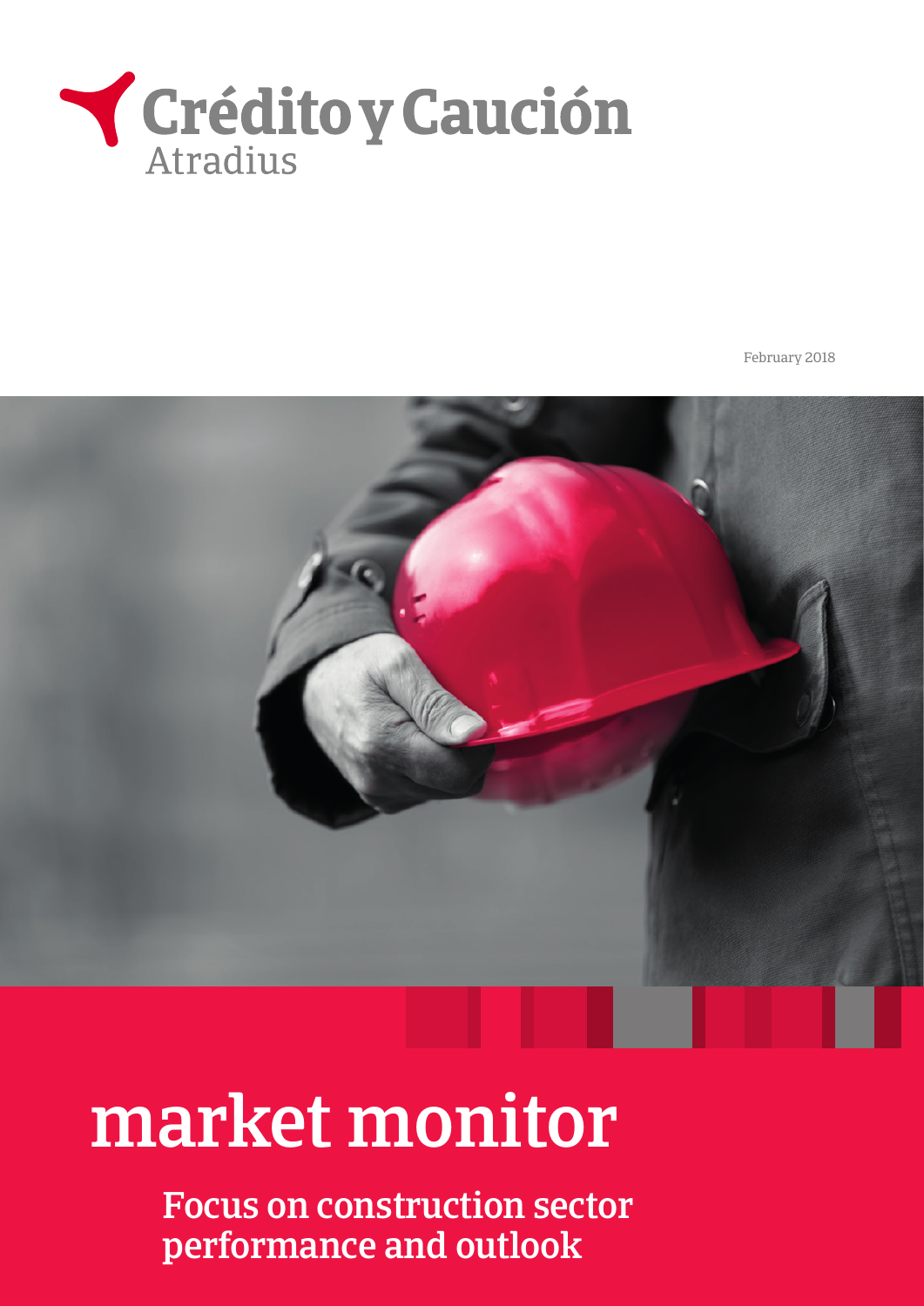Crédito y Caución
Atradius

February 2018

# market monitor

## Focus on construction sector performance and outlook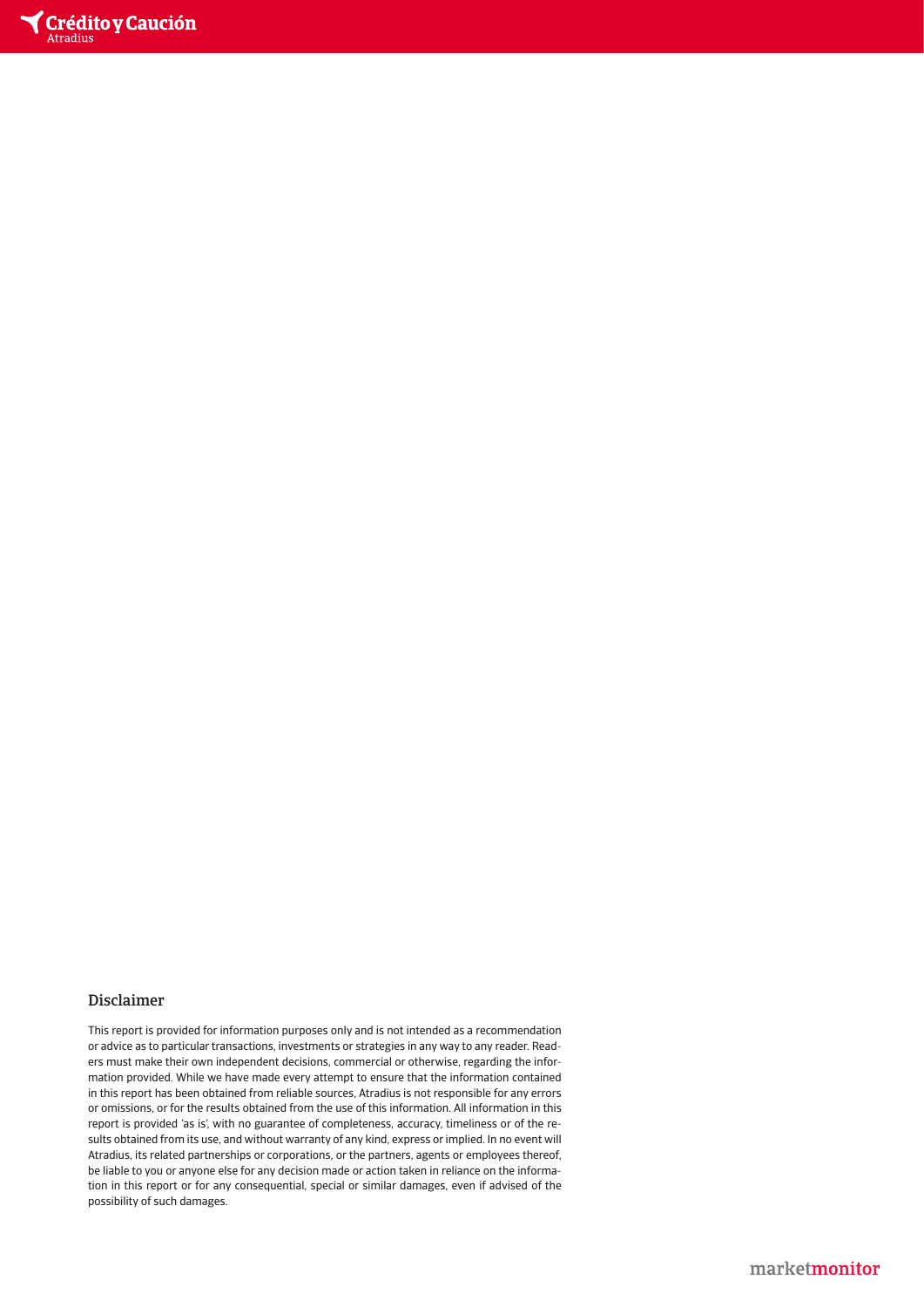## Disclaimer

This report is provided for information purposes only and is not intended as a recommendation or advice as to particular transactions, investments or strategies in any way to any reader. Readers must make their own independent decisions, commercial or otherwise, regarding the information provided. While we have made every attempt to ensure that the information contained in this report has been obtained from reliable sources, Atradius is not responsible for any errors or omissions, or for the results obtained from the use of this information. All information in this report is provided 'as is', with no guarantee of completeness, accuracy, timeliness or of the results obtained from its use, and without warranty of any kind, express or implied. In no event will Atradius, its related partnerships or corporations, or the partners, agents or employees thereof, be liable to you or anyone else for any decision made or action taken in reliance on the information in this report or for any consequential, special or similar damages, even if advised of the possibility of such damages.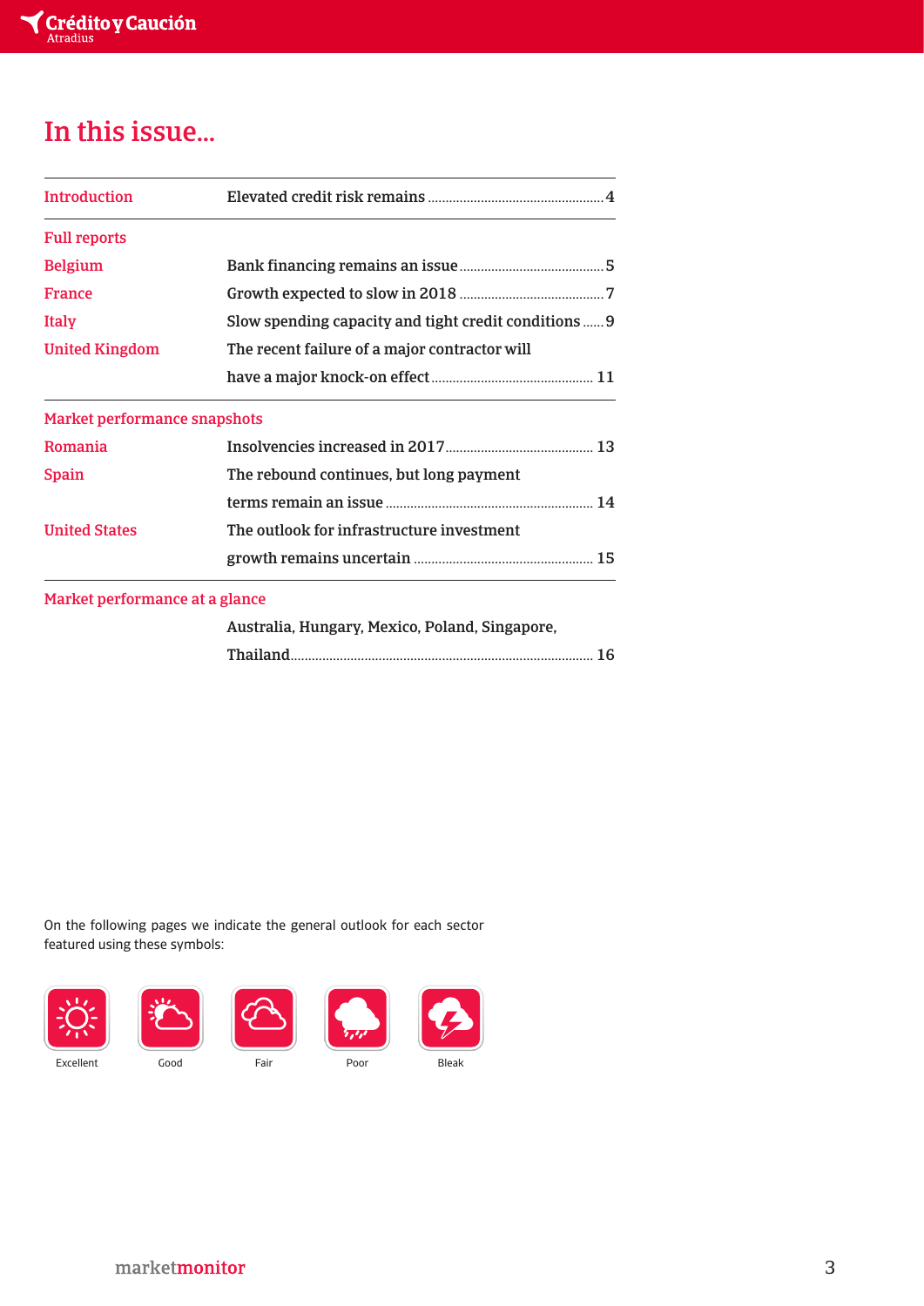# In this issue...

| | | |
|---|---|---|
| **Introduction** | Elevated credit risk remains | 4 |
| **Full reports** | | |
| Belgium | Bank financing remains an issue | 5 |
| France | Growth expected to slow in 2018 | 7 |
| Italy | Slow spending capacity and tight credit conditions | 9 |
| United Kingdom | The recent failure of a major contractor will have a major knock-on effect | 11 |
| **Market performance snapshots** | | |
| Romania | Insolvencies increased in 2017 | 13 |
| Spain | The rebound continues, but long payment terms remain an issue | 14 |
| United States | The outlook for infrastructure investment growth remains uncertain | 15 |
| **Market performance at a glance** | | |
| | Australia, Hungary, Mexico, Poland, Singapore, Thailand | 16 |

On the following pages we indicate the general outlook for each sector featured using these symbols:

Excellent | Good | Fair | Poor | Bleak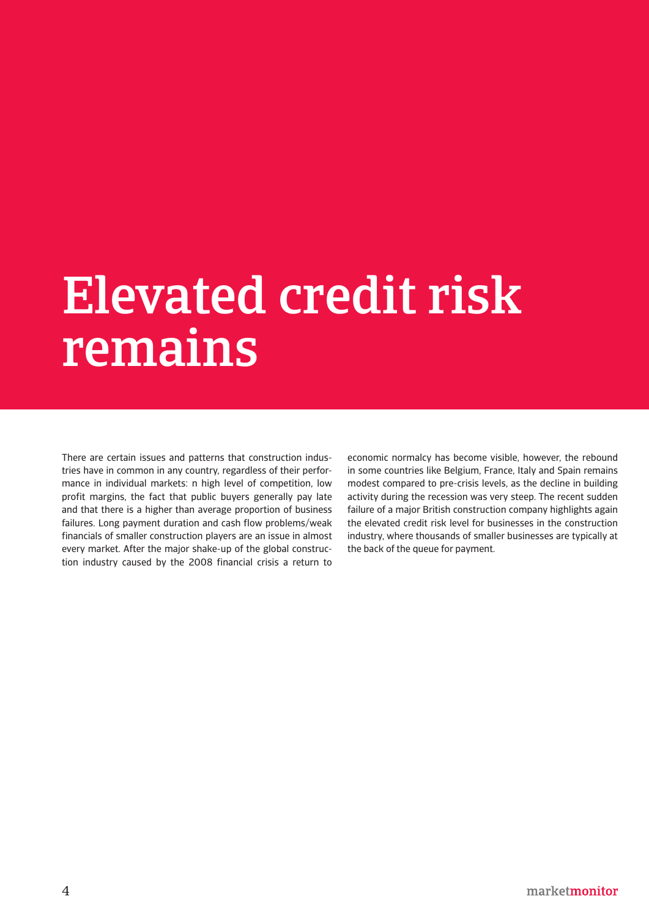# Elevated credit risk remains

There are certain issues and patterns that construction industries have in common in any country, regardless of their performance in individual markets: n high level of competition, low profit margins, the fact that public buyers generally pay late and that there is a higher than average proportion of business failures. Long payment duration and cash flow problems/weak financials of smaller construction players are an issue in almost every market. After the major shake-up of the global construction industry caused by the 2008 financial crisis a return to economic normalcy has become visible, however, the rebound in some countries like Belgium, France, Italy and Spain remains modest compared to pre-crisis levels, as the decline in building activity during the recession was very steep. The recent sudden failure of a major British construction company highlights again the elevated credit risk level for businesses in the construction industry, where thousands of smaller businesses are typically at the back of the queue for payment.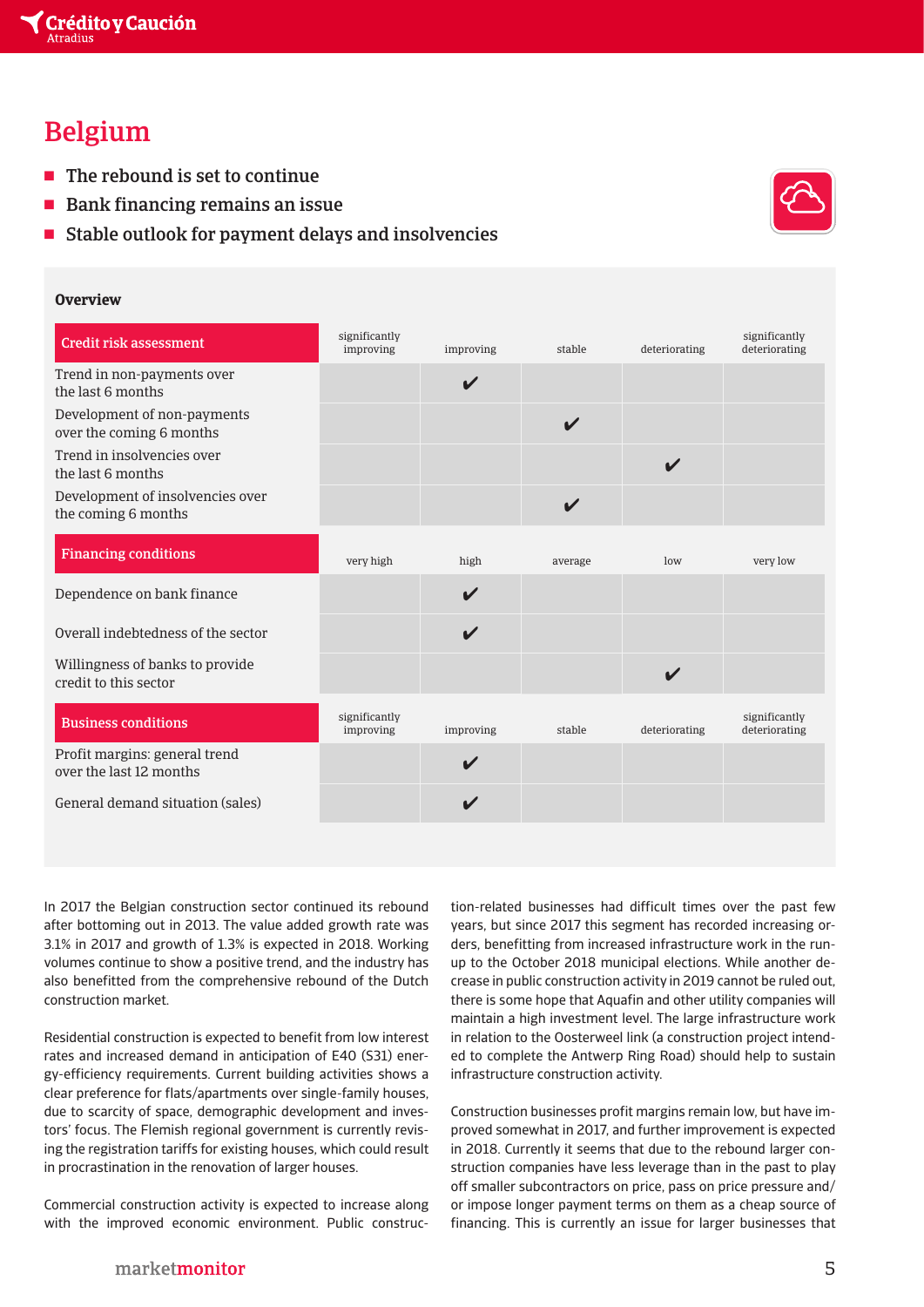# Belgium

- The rebound is set to continue
- Bank financing remains an issue
- Stable outlook for payment delays and insolvencies

## Overview

| Credit risk assessment | significantly improving | improving | stable | deteriorating | significantly deteriorating |
|---|---|---|---|---|---|
| Trend in non-payments over the last 6 months | | ✔ | | | |
| Development of non-payments over the coming 6 months | | | ✔ | | |
| Trend in insolvencies over the last 6 months | | | | ✔ | |
| Development of insolvencies over the coming 6 months | | | ✔ | | |
| **Financing conditions** | **very high** | **high** | **average** | **low** | **very low** |
| Dependence on bank finance | | ✔ | | | |
| Overall indebtedness of the sector | | ✔ | | | |
| Willingness of banks to provide credit to this sector | | | | ✔ | |
| **Business conditions** | **significantly improving** | **improving** | **stable** | **deteriorating** | **significantly deteriorating** |
| Profit margins: general trend over the last 12 months | | ✔ | | | |
| General demand situation (sales) | | ✔ | | | |

In 2017 the Belgian construction sector continued its rebound after bottoming out in 2013. The value added growth rate was 3.1% in 2017 and growth of 1.3% is expected in 2018. Working volumes continue to show a positive trend, and the industry has also benefitted from the comprehensive rebound of the Dutch construction market.

Residential construction is expected to benefit from low interest rates and increased demand in anticipation of E40 (S31) energy-efficiency requirements. Current building activities shows a clear preference for flats/apartments over single-family houses, due to scarcity of space, demographic development and investors' focus. The Flemish regional government is currently revising the registration tariffs for existing houses, which could result in procrastination in the renovation of larger houses.

Commercial construction activity is expected to increase along with the improved economic environment. Public construction-related businesses had difficult times over the past few years, but since 2017 this segment has recorded increasing orders, benefitting from increased infrastructure work in the run-up to the October 2018 municipal elections. While another decrease in public construction activity in 2019 cannot be ruled out, there is some hope that Aquafin and other utility companies will maintain a high investment level. The large infrastructure work in relation to the Oosterweel link (a construction project intended to complete the Antwerp Ring Road) should help to sustain infrastructure construction activity.

Construction businesses profit margins remain low, but have improved somewhat in 2017, and further improvement is expected in 2018. Currently it seems that due to the rebound larger construction companies have less leverage than in the past to play off smaller subcontractors on price, pass on price pressure and/or impose longer payment terms on them as a cheap source of financing. This is currently an issue for larger businesses that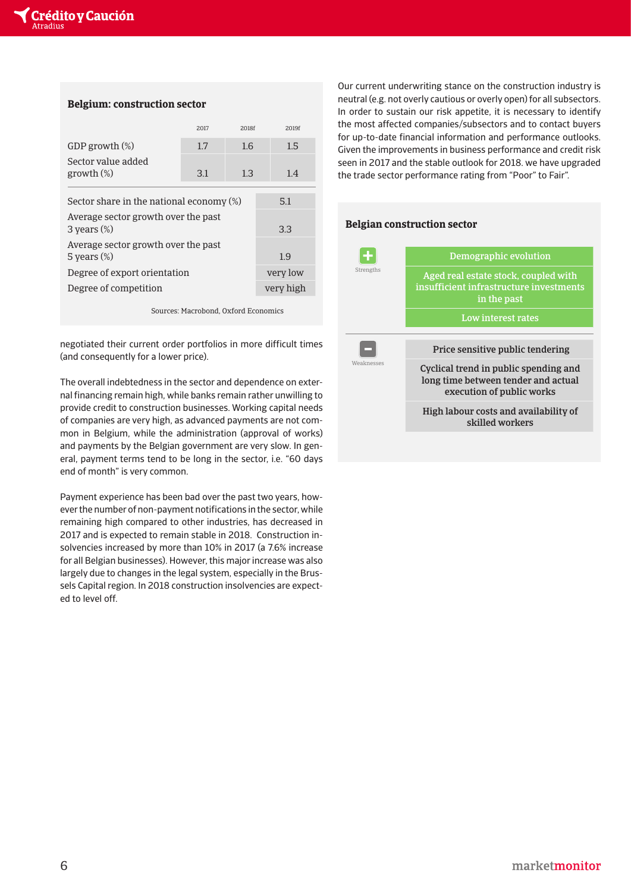### Belgium: construction sector

| | 2017 | 2018f | 2019f |
|---|---|---|---|
| GDP growth (%) | 1.7 | 1.6 | 1.5 |
| Sector value added growth (%) | 3.1 | 1.3 | 1.4 |

| | |
|---|---|
| Sector share in the national economy (%) | 5.1 |
| Average sector growth over the past 3 years (%) | 3.3 |
| Average sector growth over the past 5 years (%) | 1.9 |
| Degree of export orientation | very low |
| Degree of competition | very high |

Sources: Macrobond, Oxford Economics

negotiated their current order portfolios in more difficult times (and consequently for a lower price).

The overall indebtedness in the sector and dependence on external financing remain high, while banks remain rather unwilling to provide credit to construction businesses. Working capital needs of companies are very high, as advanced payments are not common in Belgium, while the administration (approval of works) and payments by the Belgian government are very slow. In general, payment terms tend to be long in the sector, i.e. "60 days end of month" is very common.

Payment experience has been bad over the past two years, however the number of non-payment notifications in the sector, while remaining high compared to other industries, has decreased in 2017 and is expected to remain stable in 2018. Construction insolvencies increased by more than 10% in 2017 (a 7.6% increase for all Belgian businesses). However, this major increase was also largely due to changes in the legal system, especially in the Brussels Capital region. In 2018 construction insolvencies are expected to level off.

Our current underwriting stance on the construction industry is neutral (e.g. not overly cautious or overly open) for all subsectors. In order to sustain our risk appetite, it is necessary to identify the most affected companies/subsectors and to contact buyers for up-to-date financial information and performance outlooks. Given the improvements in business performance and credit risk seen in 2017 and the stable outlook for 2018. we have upgraded the trade sector performance rating from "Poor" to Fair".

### Belgian construction sector

**Strengths**

- Demographic evolution
- Aged real estate stock, coupled with insufficient infrastructure investments in the past
- Low interest rates

**Weaknesses**

- Price sensitive public tendering
- Cyclical trend in public spending and long time between tender and actual execution of public works
- High labour costs and availability of skilled workers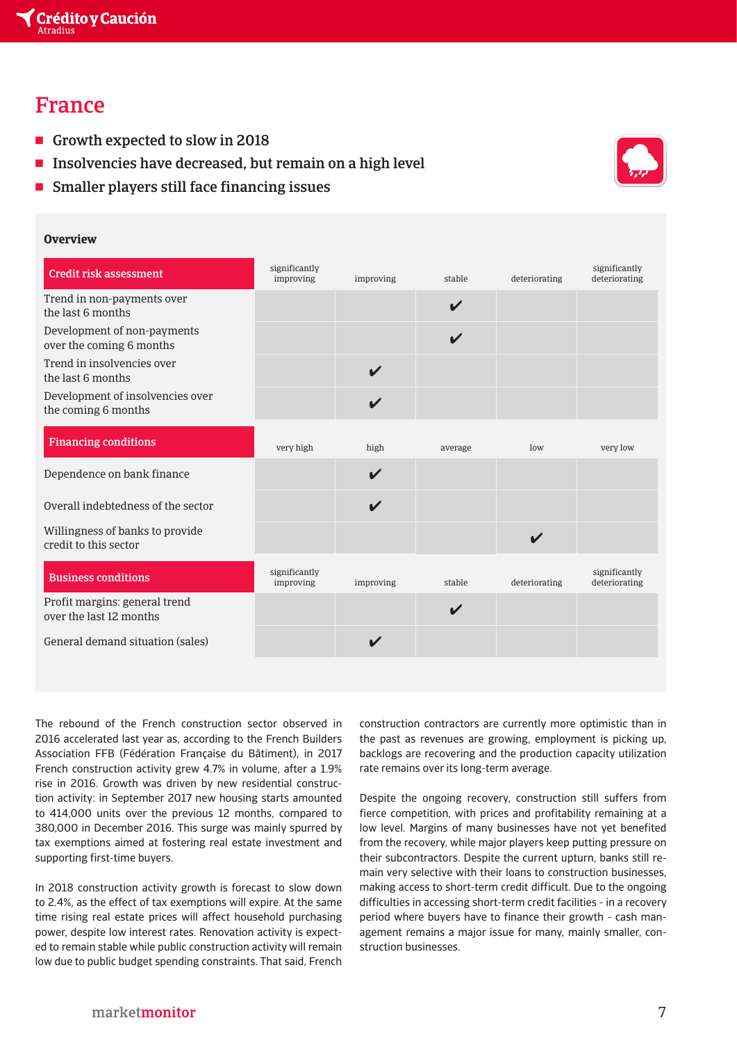# France

- Growth expected to slow in 2018
- Insolvencies have decreased, but remain on a high level
- Smaller players still face financing issues

## Overview

| Credit risk assessment | significantly improving | improving | stable | deteriorating | significantly deteriorating |
|---|---|---|---|---|---|
| Trend in non-payments over the last 6 months | | | ✔ | | |
| Development of non-payments over the coming 6 months | | | ✔ | | |
| Trend in insolvencies over the last 6 months | | ✔ | | | |
| Development of insolvencies over the coming 6 months | | ✔ | | | |
| **Financing conditions** | **very high** | **high** | **average** | **low** | **very low** |
| Dependence on bank finance | | ✔ | | | |
| Overall indebtedness of the sector | | ✔ | | | |
| Willingness of banks to provide credit to this sector | | | | ✔ | |
| **Business conditions** | **significantly improving** | **improving** | **stable** | **deteriorating** | **significantly deteriorating** |
| Profit margins: general trend over the last 12 months | | | ✔ | | |
| General demand situation (sales) | | ✔ | | | |

The rebound of the French construction sector observed in 2016 accelerated last year as, according to the French Builders Association FFB (Fédération Française du Bâtiment), in 2017 French construction activity grew 4.7% in volume, after a 1.9% rise in 2016. Growth was driven by new residential construction activity: in September 2017 new housing starts amounted to 414,000 units over the previous 12 months, compared to 380,000 in December 2016. This surge was mainly spurred by tax exemptions aimed at fostering real estate investment and supporting first-time buyers.

In 2018 construction activity growth is forecast to slow down to 2.4%, as the effect of tax exemptions will expire. At the same time rising real estate prices will affect household purchasing power, despite low interest rates. Renovation activity is expected to remain stable while public construction activity will remain low due to public budget spending constraints. That said, French construction contractors are currently more optimistic than in the past as revenues are growing, employment is picking up, backlogs are recovering and the production capacity utilization rate remains over its long-term average.

Despite the ongoing recovery, construction still suffers from fierce competition, with prices and profitability remaining at a low level. Margins of many businesses have not yet benefited from the recovery, while major players keep putting pressure on their subcontractors. Despite the current upturn, banks still remain very selective with their loans to construction businesses, making access to short-term credit difficult. Due to the ongoing difficulties in accessing short-term credit facilities - in a recovery period where buyers have to finance their growth - cash management remains a major issue for many, mainly smaller, construction businesses.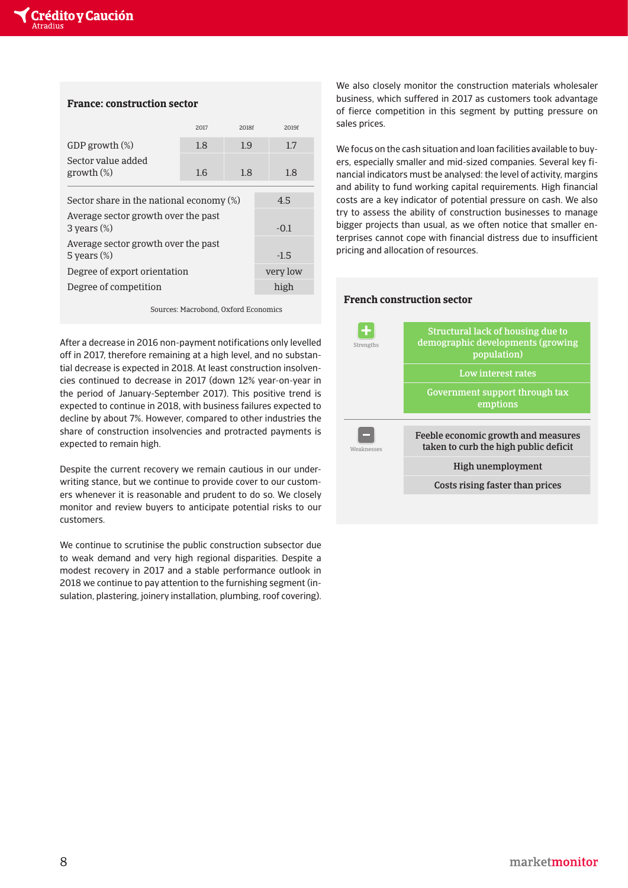### France: construction sector

| | 2017 | 2018f | 2019f |
|---|---|---|---|
| GDP growth (%) | 1.8 | 1.9 | 1.7 |
| Sector value added growth (%) | 1.6 | 1.8 | 1.8 |

| | |
|---|---|
| Sector share in the national economy (%) | 4.5 |
| Average sector growth over the past 3 years (%) | -0.1 |
| Average sector growth over the past 5 years (%) | -1.5 |
| Degree of export orientation | very low |
| Degree of competition | high |

Sources: Macrobond, Oxford Economics

After a decrease in 2016 non-payment notifications only levelled off in 2017, therefore remaining at a high level, and no substantial decrease is expected in 2018. At least construction insolvencies continued to decrease in 2017 (down 12% year-on-year in the period of January-September 2017). This positive trend is expected to continue in 2018, with business failures expected to decline by about 7%. However, compared to other industries the share of construction insolvencies and protracted payments is expected to remain high.

Despite the current recovery we remain cautious in our underwriting stance, but we continue to provide cover to our customers whenever it is reasonable and prudent to do so. We closely monitor and review buyers to anticipate potential risks to our customers.

We continue to scrutinise the public construction subsector due to weak demand and very high regional disparities. Despite a modest recovery in 2017 and a stable performance outlook in 2018 we continue to pay attention to the furnishing segment (insulation, plastering, joinery installation, plumbing, roof covering).

We also closely monitor the construction materials wholesaler business, which suffered in 2017 as customers took advantage of fierce competition in this segment by putting pressure on sales prices.

We focus on the cash situation and loan facilities available to buyers, especially smaller and mid-sized companies. Several key financial indicators must be analysed: the level of activity, margins and ability to fund working capital requirements. High financial costs are a key indicator of potential pressure on cash. We also try to assess the ability of construction businesses to manage bigger projects than usual, as we often notice that smaller enterprises cannot cope with financial distress due to insufficient pricing and allocation of resources.

### French construction sector

**Strengths**

- Structural lack of housing due to demographic developments (growing population)
- Low interest rates
- Government support through tax emptions

**Weaknesses**

- Feeble economic growth and measures taken to curb the high public deficit
- High unemployment
- Costs rising faster than prices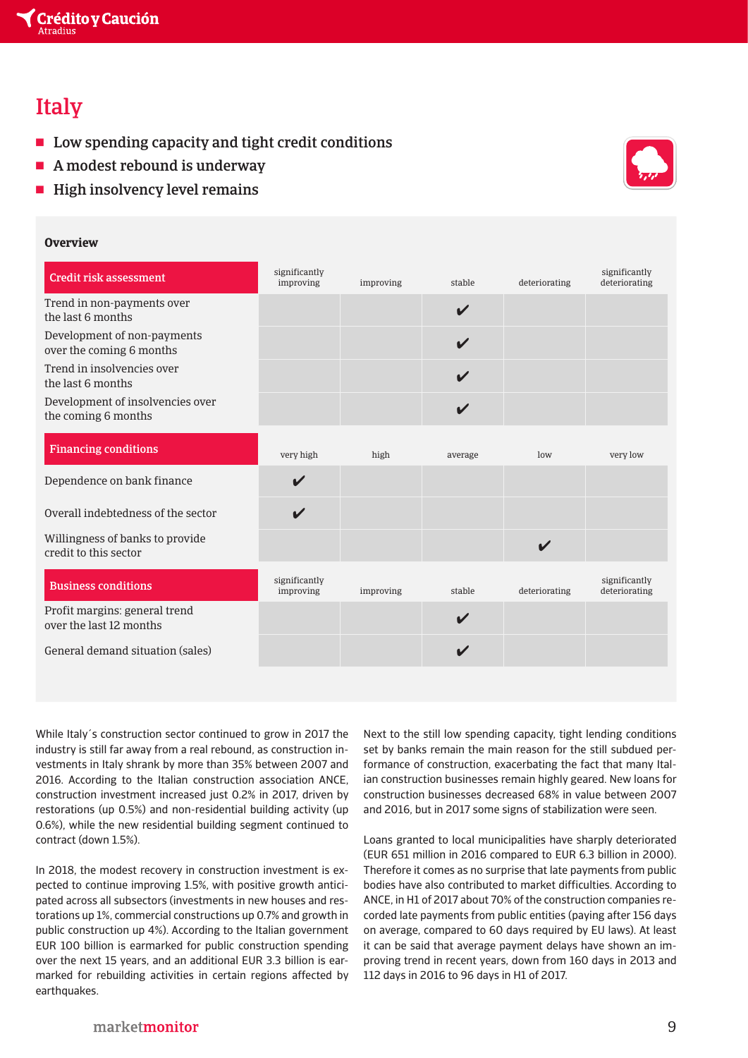# Italy

- Low spending capacity and tight credit conditions
- A modest rebound is underway
- High insolvency level remains

## Overview

| Credit risk assessment | significantly improving | improving | stable | deteriorating | significantly deteriorating |
|---|---|---|---|---|---|
| Trend in non-payments over the last 6 months | | | ✔ | | |
| Development of non-payments over the coming 6 months | | | ✔ | | |
| Trend in insolvencies over the last 6 months | | | ✔ | | |
| Development of insolvencies over the coming 6 months | | | ✔ | | |
| **Financing conditions** | **very high** | **high** | **average** | **low** | **very low** |
| Dependence on bank finance | ✔ | | | | |
| Overall indebtedness of the sector | ✔ | | | | |
| Willingness of banks to provide credit to this sector | | | | ✔ | |
| **Business conditions** | **significantly improving** | **improving** | **stable** | **deteriorating** | **significantly deteriorating** |
| Profit margins: general trend over the last 12 months | | | ✔ | | |
| General demand situation (sales) | | | ✔ | | |

While Italy´s construction sector continued to grow in 2017 the industry is still far away from a real rebound, as construction investments in Italy shrank by more than 35% between 2007 and 2016. According to the Italian construction association ANCE, construction investment increased just 0.2% in 2017, driven by restorations (up 0.5%) and non-residential building activity (up 0.6%), while the new residential building segment continued to contract (down 1.5%).

In 2018, the modest recovery in construction investment is expected to continue improving 1.5%, with positive growth anticipated across all subsectors (investments in new houses and restorations up 1%, commercial constructions up 0.7% and growth in public construction up 4%). According to the Italian government EUR 100 billion is earmarked for public construction spending over the next 15 years, and an additional EUR 3.3 billion is earmarked for rebuilding activities in certain regions affected by earthquakes.

Next to the still low spending capacity, tight lending conditions set by banks remain the main reason for the still subdued performance of construction, exacerbating the fact that many Italian construction businesses remain highly geared. New loans for construction businesses decreased 68% in value between 2007 and 2016, but in 2017 some signs of stabilization were seen.

Loans granted to local municipalities have sharply deteriorated (EUR 651 million in 2016 compared to EUR 6.3 billion in 2000). Therefore it comes as no surprise that late payments from public bodies have also contributed to market difficulties. According to ANCE, in H1 of 2017 about 70% of the construction companies recorded late payments from public entities (paying after 156 days on average, compared to 60 days required by EU laws). At least it can be said that average payment delays have shown an improving trend in recent years, down from 160 days in 2013 and 112 days in 2016 to 96 days in H1 of 2017.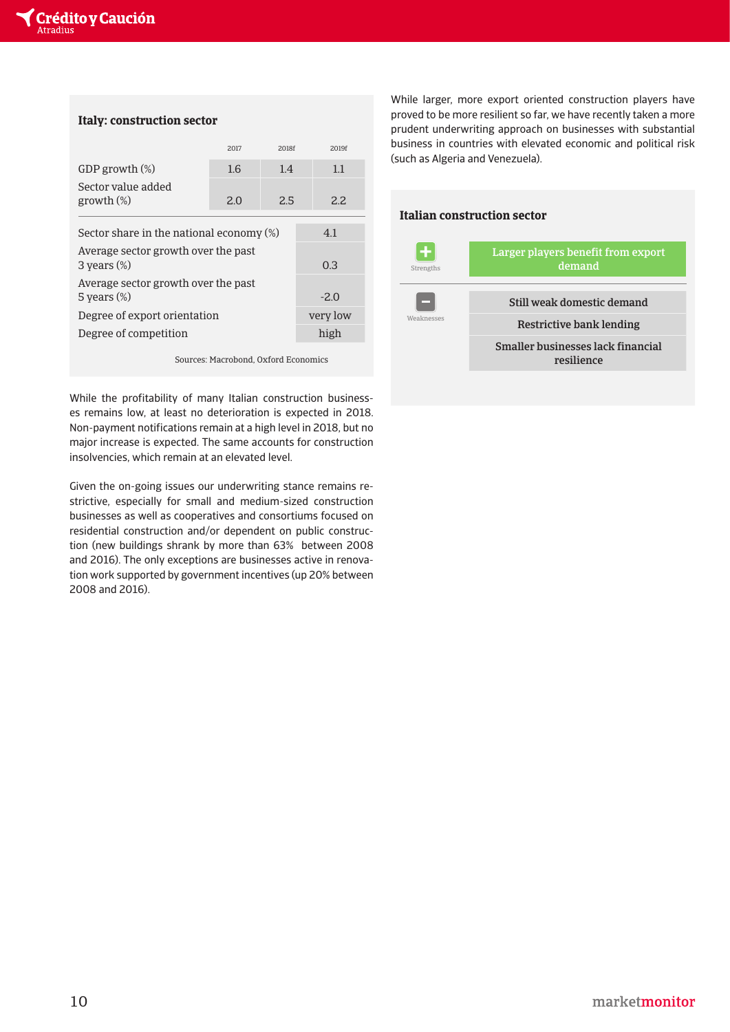### Italy: construction sector

| | 2017 | 2018f | 2019f |
|---|---|---|---|
| GDP growth (%) | 1.6 | 1.4 | 1.1 |
| Sector value added growth (%) | 2.0 | 2.5 | 2.2 |

| | |
|---|---|
| Sector share in the national economy (%) | 4.1 |
| Average sector growth over the past 3 years (%) | 0.3 |
| Average sector growth over the past 5 years (%) | -2.0 |
| Degree of export orientation | very low |
| Degree of competition | high |

Sources: Macrobond, Oxford Economics

While the profitability of many Italian construction businesses remains low, at least no deterioration is expected in 2018. Non-payment notifications remain at a high level in 2018, but no major increase is expected. The same accounts for construction insolvencies, which remain at an elevated level.

Given the on-going issues our underwriting stance remains restrictive, especially for small and medium-sized construction businesses as well as cooperatives and consortiums focused on residential construction and/or dependent on public construction (new buildings shrank by more than 63% between 2008 and 2016). The only exceptions are businesses active in renovation work supported by government incentives (up 20% between 2008 and 2016).

While larger, more export oriented construction players have proved to be more resilient so far, we have recently taken a more prudent underwriting approach on businesses with substantial business in countries with elevated economic and political risk (such as Algeria and Venezuela).

### Italian construction sector

**Strengths**

- Larger players benefit from export demand

**Weaknesses**

- Still weak domestic demand
- Restrictive bank lending
- Smaller businesses lack financial resilience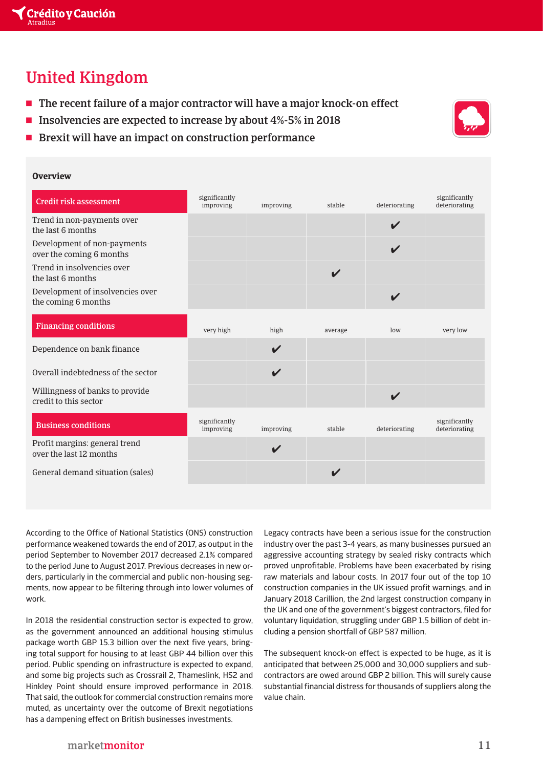# United Kingdom

- The recent failure of a major contractor will have a major knock-on effect
- Insolvencies are expected to increase by about 4%-5% in 2018
- Brexit will have an impact on construction performance

## Overview

| Credit risk assessment | significantly improving | improving | stable | deteriorating | significantly deteriorating |
|---|---|---|---|---|---|
| Trend in non-payments over the last 6 months | | | | ✔ | |
| Development of non-payments over the coming 6 months | | | | ✔ | |
| Trend in insolvencies over the last 6 months | | | ✔ | | |
| Development of insolvencies over the coming 6 months | | | | ✔ | |

| Financing conditions | very high | high | average | low | very low |
|---|---|---|---|---|---|
| Dependence on bank finance | | ✔ | | | |
| Overall indebtedness of the sector | | ✔ | | | |
| Willingness of banks to provide credit to this sector | | | | ✔ | |

| Business conditions | significantly improving | improving | stable | deteriorating | significantly deteriorating |
|---|---|---|---|---|---|
| Profit margins: general trend over the last 12 months | | ✔ | | | |
| General demand situation (sales) | | | ✔ | | |

According to the Office of National Statistics (ONS) construction performance weakened towards the end of 2017, as output in the period September to November 2017 decreased 2.1% compared to the period June to August 2017. Previous decreases in new orders, particularly in the commercial and public non-housing segments, now appear to be filtering through into lower volumes of work.

In 2018 the residential construction sector is expected to grow, as the government announced an additional housing stimulus package worth GBP 15.3 billion over the next five years, bringing total support for housing to at least GBP 44 billion over this period. Public spending on infrastructure is expected to expand, and some big projects such as Crossrail 2, Thameslink, HS2 and Hinkley Point should ensure improved performance in 2018. That said, the outlook for commercial construction remains more muted, as uncertainty over the outcome of Brexit negotiations has a dampening effect on British businesses investments.

Legacy contracts have been a serious issue for the construction industry over the past 3-4 years, as many businesses pursued an aggressive accounting strategy by sealed risky contracts which proved unprofitable. Problems have been exacerbated by rising raw materials and labour costs. In 2017 four out of the top 10 construction companies in the UK issued profit warnings, and in January 2018 Carillion, the 2nd largest construction company in the UK and one of the government's biggest contractors, filed for voluntary liquidation, struggling under GBP 1.5 billion of debt including a pension shortfall of GBP 587 million.

The subsequent knock-on effect is expected to be huge, as it is anticipated that between 25,000 and 30,000 suppliers and subcontractors are owed around GBP 2 billion. This will surely cause substantial financial distress for thousands of suppliers along the value chain.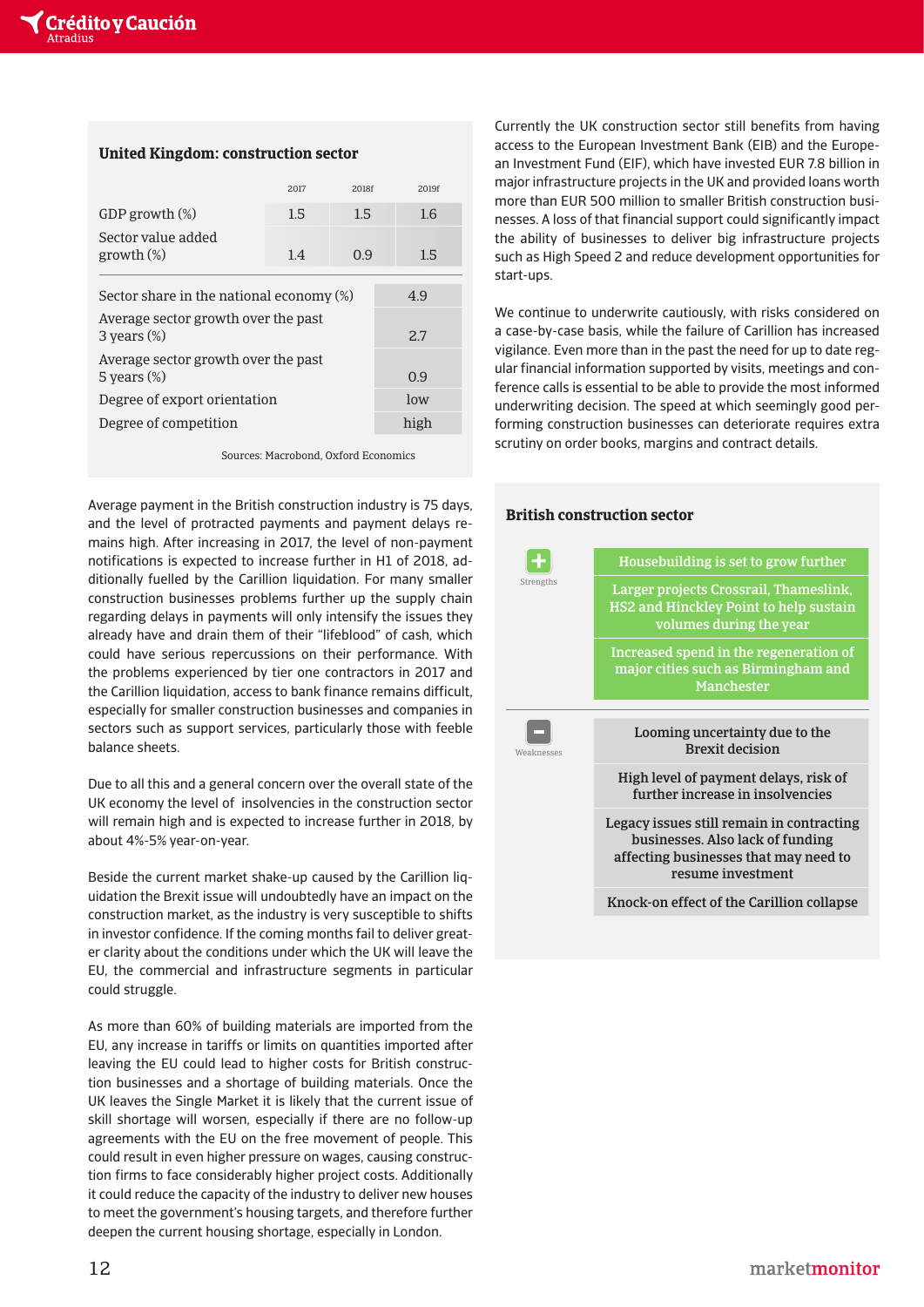## United Kingdom: construction sector

| | 2017 | 2018f | 2019f |
|---|---|---|---|
| GDP growth (%) | 1.5 | 1.5 | 1.6 |
| Sector value added growth (%) | 1.4 | 0.9 | 1.5 |

| | |
|---|---|
| Sector share in the national economy (%) | 4.9 |
| Average sector growth over the past 3 years (%) | 2.7 |
| Average sector growth over the past 5 years (%) | 0.9 |
| Degree of export orientation | low |
| Degree of competition | high |

Sources: Macrobond, Oxford Economics

Average payment in the British construction industry is 75 days, and the level of protracted payments and payment delays remains high. After increasing in 2017, the level of non-payment notifications is expected to increase further in H1 of 2018, additionally fuelled by the Carillion liquidation. For many smaller construction businesses problems further up the supply chain regarding delays in payments will only intensify the issues they already have and drain them of their "lifeblood" of cash, which could have serious repercussions on their performance. With the problems experienced by tier one contractors in 2017 and the Carillion liquidation, access to bank finance remains difficult, especially for smaller construction businesses and companies in sectors such as support services, particularly those with feeble balance sheets.

Due to all this and a general concern over the overall state of the UK economy the level of insolvencies in the construction sector will remain high and is expected to increase further in 2018, by about 4%-5% year-on-year.

Beside the current market shake-up caused by the Carillion liquidation the Brexit issue will undoubtedly have an impact on the construction market, as the industry is very susceptible to shifts in investor confidence. If the coming months fail to deliver greater clarity about the conditions under which the UK will leave the EU, the commercial and infrastructure segments in particular could struggle.

As more than 60% of building materials are imported from the EU, any increase in tariffs or limits on quantities imported after leaving the EU could lead to higher costs for British construction businesses and a shortage of building materials. Once the UK leaves the Single Market it is likely that the current issue of skill shortage will worsen, especially if there are no follow-up agreements with the EU on the free movement of people. This could result in even higher pressure on wages, causing construction firms to face considerably higher project costs. Additionally it could reduce the capacity of the industry to deliver new houses to meet the government's housing targets, and therefore further deepen the current housing shortage, especially in London.

Currently the UK construction sector still benefits from having access to the European Investment Bank (EIB) and the European Investment Fund (EIF), which have invested EUR 7.8 billion in major infrastructure projects in the UK and provided loans worth more than EUR 500 million to smaller British construction businesses. A loss of that financial support could significantly impact the ability of businesses to deliver big infrastructure projects such as High Speed 2 and reduce development opportunities for start-ups.

We continue to underwrite cautiously, with risks considered on a case-by-case basis, while the failure of Carillion has increased vigilance. Even more than in the past the need for up to date regular financial information supported by visits, meetings and conference calls is essential to be able to provide the most informed underwriting decision. The speed at which seemingly good performing construction businesses can deteriorate requires extra scrutiny on order books, margins and contract details.

## British construction sector

**Strengths**

- Housebuilding is set to grow further
- Larger projects Crossrail, Thameslink, HS2 and Hinckley Point to help sustain volumes during the year
- Increased spend in the regeneration of major cities such as Birmingham and Manchester

**Weaknesses**

- Looming uncertainty due to the Brexit decision
- High level of payment delays, risk of further increase in insolvencies
- Legacy issues still remain in contracting businesses. Also lack of funding affecting businesses that may need to resume investment
- Knock-on effect of the Carillion collapse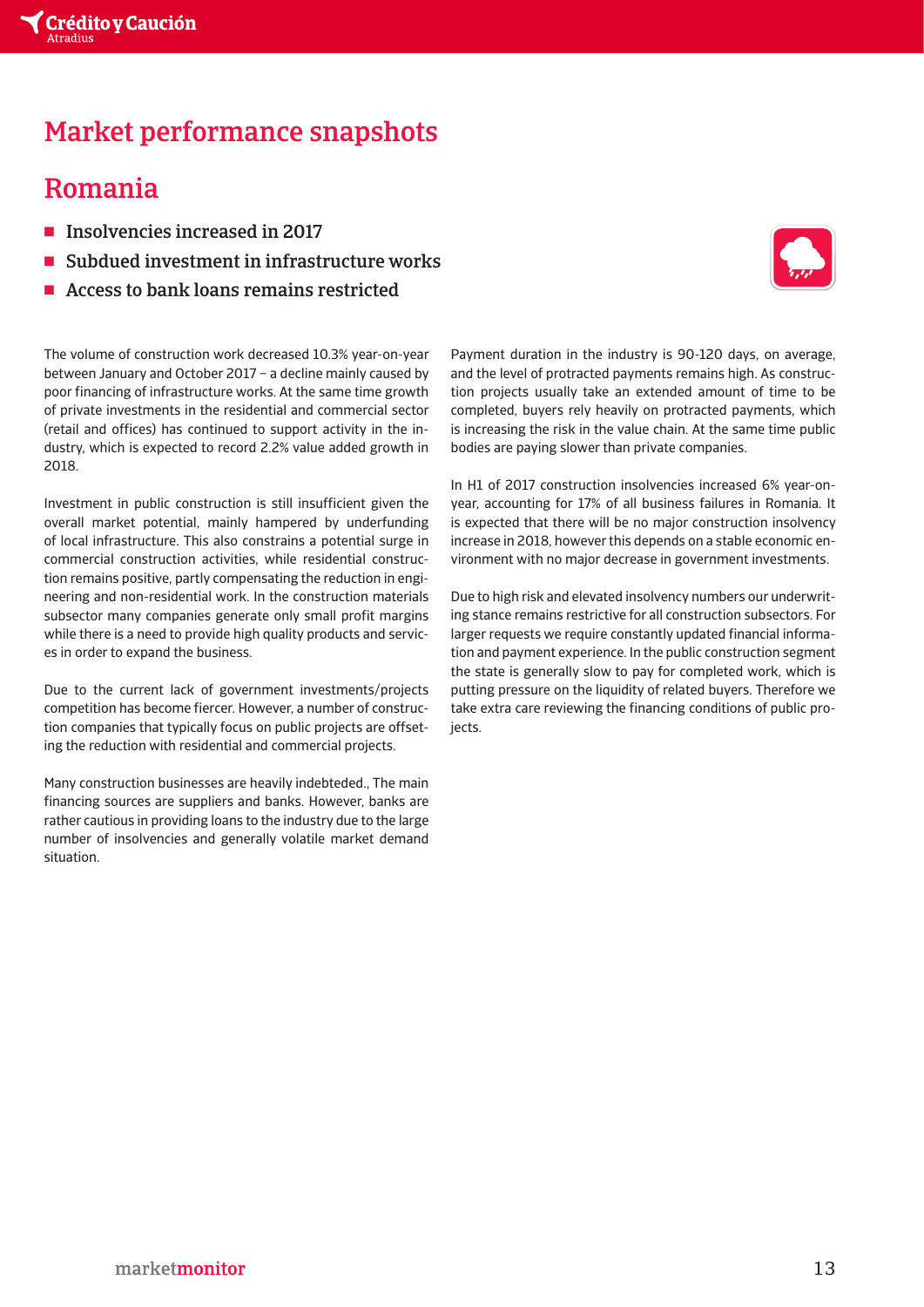# Market performance snapshots

## Romania

- Insolvencies increased in 2017
- Subdued investment in infrastructure works
- Access to bank loans remains restricted

The volume of construction work decreased 10.3% year-on-year between January and October 2017 – a decline mainly caused by poor financing of infrastructure works. At the same time growth of private investments in the residential and commercial sector (retail and offices) has continued to support activity in the industry, which is expected to record 2.2% value added growth in 2018.

Investment in public construction is still insufficient given the overall market potential, mainly hampered by underfunding of local infrastructure. This also constrains a potential surge in commercial construction activities, while residential construction remains positive, partly compensating the reduction in engineering and non-residential work. In the construction materials subsector many companies generate only small profit margins while there is a need to provide high quality products and services in order to expand the business.

Due to the current lack of government investments/projects competition has become fiercer. However, a number of construction companies that typically focus on public projects are offsetting the reduction with residential and commercial projects.

Many construction businesses are heavily indebteded., The main financing sources are suppliers and banks. However, banks are rather cautious in providing loans to the industry due to the large number of insolvencies and generally volatile market demand situation.

Payment duration in the industry is 90-120 days, on average, and the level of protracted payments remains high. As construction projects usually take an extended amount of time to be completed, buyers rely heavily on protracted payments, which is increasing the risk in the value chain. At the same time public bodies are paying slower than private companies.

In H1 of 2017 construction insolvencies increased 6% year-on-year, accounting for 17% of all business failures in Romania. It is expected that there will be no major construction insolvency increase in 2018, however this depends on a stable economic environment with no major decrease in government investments.

Due to high risk and elevated insolvency numbers our underwriting stance remains restrictive for all construction subsectors. For larger requests we require constantly updated financial information and payment experience. In the public construction segment the state is generally slow to pay for completed work, which is putting pressure on the liquidity of related buyers. Therefore we take extra care reviewing the financing conditions of public projects.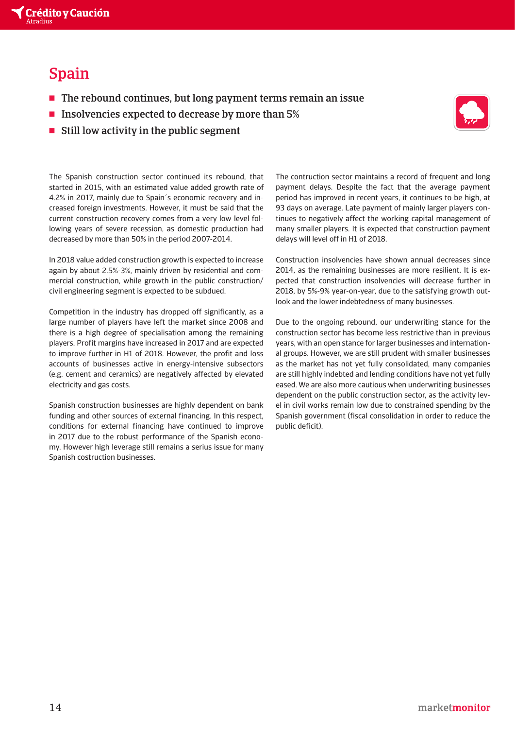# Spain

- **The rebound continues, but long payment terms remain an issue**
- **Insolvencies expected to decrease by more than 5%**
- **Still low activity in the public segment**

The Spanish construction sector continued its rebound, that started in 2015, with an estimated value added growth rate of 4.2% in 2017, mainly due to Spain´s economic recovery and increased foreign investments. However, it must be said that the current construction recovery comes from a very low level following years of severe recession, as domestic production had decreased by more than 50% in the period 2007-2014.

In 2018 value added construction growth is expected to increase again by about 2.5%-3%, mainly driven by residential and commercial construction, while growth in the public construction/civil engineering segment is expected to be subdued.

Competition in the industry has dropped off significantly, as a large number of players have left the market since 2008 and there is a high degree of specialisation among the remaining players. Profit margins have increased in 2017 and are expected to improve further in H1 of 2018. However, the profit and loss accounts of businesses active in energy-intensive subsectors (e.g. cement and ceramics) are negatively affected by elevated electricity and gas costs.

Spanish construction businesses are highly dependent on bank funding and other sources of external financing. In this respect, conditions for external financing have continued to improve in 2017 due to the robust performance of the Spanish economy. However high leverage still remains a serius issue for many Spanish costruction businesses.

The contruction sector maintains a record of frequent and long payment delays. Despite the fact that the average payment period has improved in recent years, it continues to be high, at 93 days on average. Late payment of mainly larger players continues to negatively affect the working capital management of many smaller players. It is expected that construction payment delays will level off in H1 of 2018.

Construction insolvencies have shown annual decreases since 2014, as the remaining businesses are more resilient. It is expected that construction insolvencies will decrease further in 2018, by 5%-9% year-on-year, due to the satisfying growth outlook and the lower indebtedness of many businesses.

Due to the ongoing rebound, our underwriting stance for the construction sector has become less restrictive than in previous years, with an open stance for larger businesses and international groups. However, we are still prudent with smaller businesses as the market has not yet fully consolidated, many companies are still highly indebted and lending conditions have not yet fully eased. We are also more cautious when underwriting businesses dependent on the public construction sector, as the activity level in civil works remain low due to constrained spending by the Spanish government (fiscal consolidation in order to reduce the public deficit).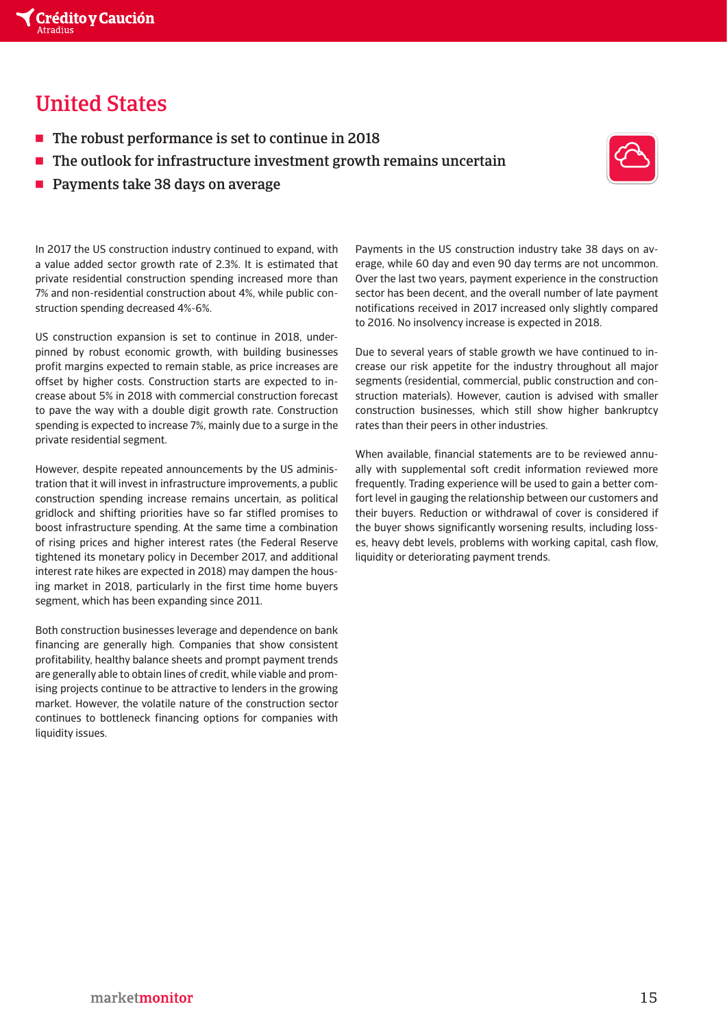# United States

- The robust performance is set to continue in 2018
- The outlook for infrastructure investment growth remains uncertain
- Payments take 38 days on average

In 2017 the US construction industry continued to expand, with a value added sector growth rate of 2.3%. It is estimated that private residential construction spending increased more than 7% and non-residential construction about 4%, while public construction spending decreased 4%-6%.

US construction expansion is set to continue in 2018, underpinned by robust economic growth, with building businesses profit margins expected to remain stable, as price increases are offset by higher costs. Construction starts are expected to increase about 5% in 2018 with commercial construction forecast to pave the way with a double digit growth rate. Construction spending is expected to increase 7%, mainly due to a surge in the private residential segment.

However, despite repeated announcements by the US administration that it will invest in infrastructure improvements, a public construction spending increase remains uncertain, as political gridlock and shifting priorities have so far stifled promises to boost infrastructure spending. At the same time a combination of rising prices and higher interest rates (the Federal Reserve tightened its monetary policy in December 2017, and additional interest rate hikes are expected in 2018) may dampen the housing market in 2018, particularly in the first time home buyers segment, which has been expanding since 2011.

Both construction businesses leverage and dependence on bank financing are generally high. Companies that show consistent profitability, healthy balance sheets and prompt payment trends are generally able to obtain lines of credit, while viable and promising projects continue to be attractive to lenders in the growing market. However, the volatile nature of the construction sector continues to bottleneck financing options for companies with liquidity issues.

Payments in the US construction industry take 38 days on average, while 60 day and even 90 day terms are not uncommon. Over the last two years, payment experience in the construction sector has been decent, and the overall number of late payment notifications received in 2017 increased only slightly compared to 2016. No insolvency increase is expected in 2018.

Due to several years of stable growth we have continued to increase our risk appetite for the industry throughout all major segments (residential, commercial, public construction and construction materials). However, caution is advised with smaller construction businesses, which still show higher bankruptcy rates than their peers in other industries.

When available, financial statements are to be reviewed annually with supplemental soft credit information reviewed more frequently. Trading experience will be used to gain a better comfort level in gauging the relationship between our customers and their buyers. Reduction or withdrawal of cover is considered if the buyer shows significantly worsening results, including losses, heavy debt levels, problems with working capital, cash flow, liquidity or deteriorating payment trends.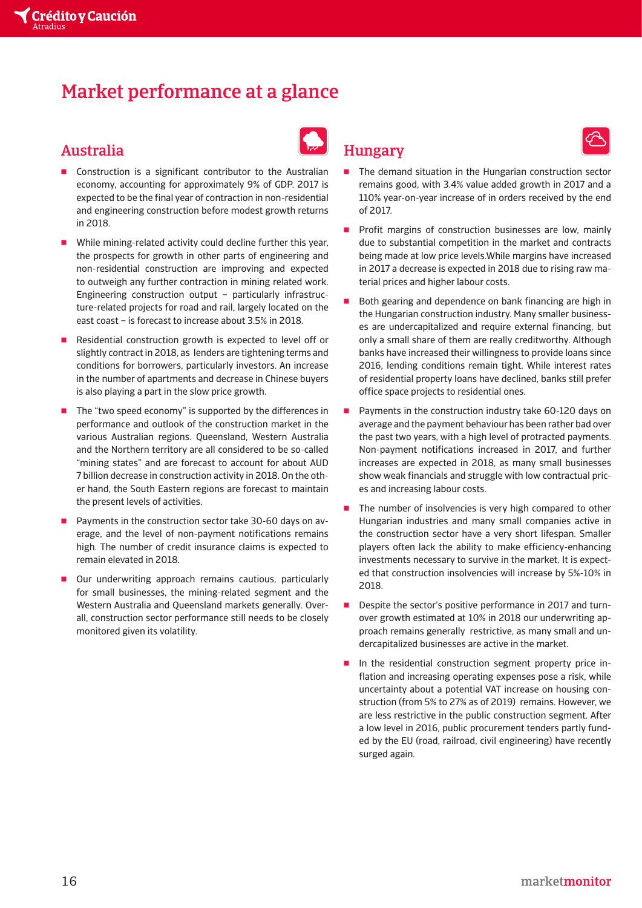# Market performance at a glance

## Australia

- Construction is a significant contributor to the Australian economy, accounting for approximately 9% of GDP. 2017 is expected to be the final year of contraction in non-residential and engineering construction before modest growth returns in 2018.
- While mining-related activity could decline further this year, the prospects for growth in other parts of engineering and non-residential construction are improving and expected to outweigh any further contraction in mining related work. Engineering construction output – particularly infrastructure-related projects for road and rail, largely located on the east coast – is forecast to increase about 3.5% in 2018.
- Residential construction growth is expected to level off or slightly contract in 2018, as lenders are tightening terms and conditions for borrowers, particularly investors. An increase in the number of apartments and decrease in Chinese buyers is also playing a part in the slow price growth.
- The "two speed economy" is supported by the differences in performance and outlook of the construction market in the various Australian regions. Queensland, Western Australia and the Northern territory are all considered to be so-called "mining states" and are forecast to account for about AUD 7 billion decrease in construction activity in 2018. On the other hand, the South Eastern regions are forecast to maintain the present levels of activities.
- Payments in the construction sector take 30-60 days on average, and the level of non-payment notifications remains high. The number of credit insurance claims is expected to remain elevated in 2018.
- Our underwriting approach remains cautious, particularly for small businesses, the mining-related segment and the Western Australia and Queensland markets generally. Overall, construction sector performance still needs to be closely monitored given its volatility.

## Hungary

- The demand situation in the Hungarian construction sector remains good, with 3.4% value added growth in 2017 and a 110% year-on-year increase of in orders received by the end of 2017.
- Profit margins of construction businesses are low, mainly due to substantial competition in the market and contracts being made at low price levels.While margins have increased in 2017 a decrease is expected in 2018 due to rising raw material prices and higher labour costs.
- Both gearing and dependence on bank financing are high in the Hungarian construction industry. Many smaller businesses are undercapitalized and require external financing, but only a small share of them are really creditworthy. Although banks have increased their willingness to provide loans since 2016, lending conditions remain tight. While interest rates of residential property loans have declined, banks still prefer office space projects to residential ones.
- Payments in the construction industry take 60-120 days on average and the payment behaviour has been rather bad over the past two years, with a high level of protracted payments. Non-payment notifications increased in 2017, and further increases are expected in 2018, as many small businesses show weak financials and struggle with low contractual prices and increasing labour costs.
- The number of insolvencies is very high compared to other Hungarian industries and many small companies active in the construction sector have a very short lifespan. Smaller players often lack the ability to make efficiency-enhancing investments necessary to survive in the market. It is expected that construction insolvencies will increase by 5%-10% in 2018.
- Despite the sector's positive performance in 2017 and turnover growth estimated at 10% in 2018 our underwriting approach remains generally restrictive, as many small and undercapitalized businesses are active in the market.
- In the residential construction segment property price inflation and increasing operating expenses pose a risk, while uncertainty about a potential VAT increase on housing construction (from 5% to 27% as of 2019) remains. However, we are less restrictive in the public construction segment. After a low level in 2016, public procurement tenders partly funded by the EU (road, railroad, civil engineering) have recently surged again.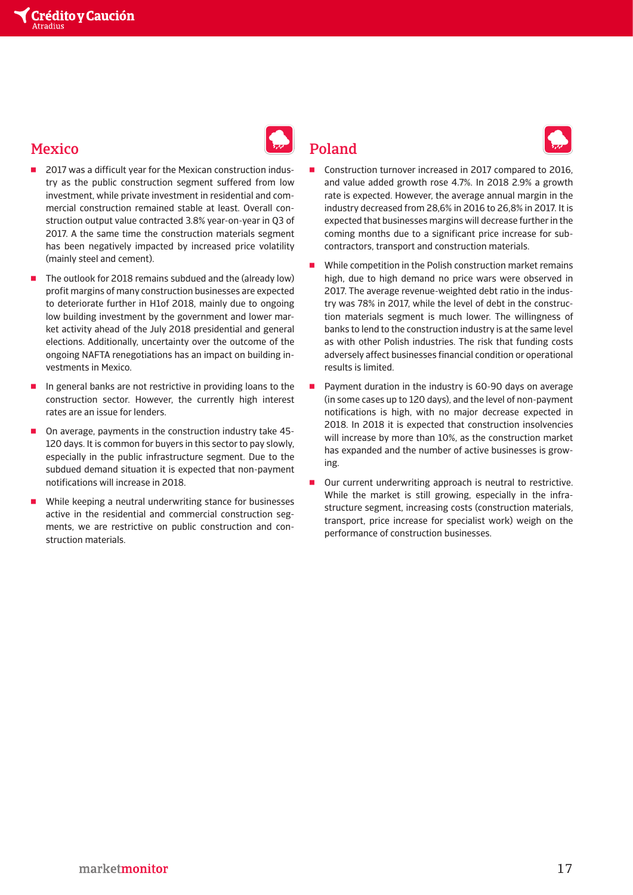## Mexico

- 2017 was a difficult year for the Mexican construction industry as the public construction segment suffered from low investment, while private investment in residential and commercial construction remained stable at least. Overall construction output value contracted 3.8% year-on-year in Q3 of 2017. A the same time the construction materials segment has been negatively impacted by increased price volatility (mainly steel and cement).
- The outlook for 2018 remains subdued and the (already low) profit margins of many construction businesses are expected to deteriorate further in H1of 2018, mainly due to ongoing low building investment by the government and lower market activity ahead of the July 2018 presidential and general elections. Additionally, uncertainty over the outcome of the ongoing NAFTA renegotiations has an impact on building investments in Mexico.
- In general banks are not restrictive in providing loans to the construction sector. However, the currently high interest rates are an issue for lenders.
- On average, payments in the construction industry take 45-120 days. It is common for buyers in this sector to pay slowly, especially in the public infrastructure segment. Due to the subdued demand situation it is expected that non-payment notifications will increase in 2018.
- While keeping a neutral underwriting stance for businesses active in the residential and commercial construction segments, we are restrictive on public construction and construction materials.

## Poland

- Construction turnover increased in 2017 compared to 2016, and value added growth rose 4.7%. In 2018 2.9% a growth rate is expected. However, the average annual margin in the industry decreased from 28,6% in 2016 to 26,8% in 2017. It is expected that businesses margins will decrease further in the coming months due to a significant price increase for subcontractors, transport and construction materials.
- While competition in the Polish construction market remains high, due to high demand no price wars were observed in 2017. The average revenue-weighted debt ratio in the industry was 78% in 2017, while the level of debt in the construction materials segment is much lower. The willingness of banks to lend to the construction industry is at the same level as with other Polish industries. The risk that funding costs adversely affect businesses financial condition or operational results is limited.
- Payment duration in the industry is 60-90 days on average (in some cases up to 120 days), and the level of non-payment notifications is high, with no major decrease expected in 2018. In 2018 it is expected that construction insolvencies will increase by more than 10%, as the construction market has expanded and the number of active businesses is growing.
- Our current underwriting approach is neutral to restrictive. While the market is still growing, especially in the infrastructure segment, increasing costs (construction materials, transport, price increase for specialist work) weigh on the performance of construction businesses.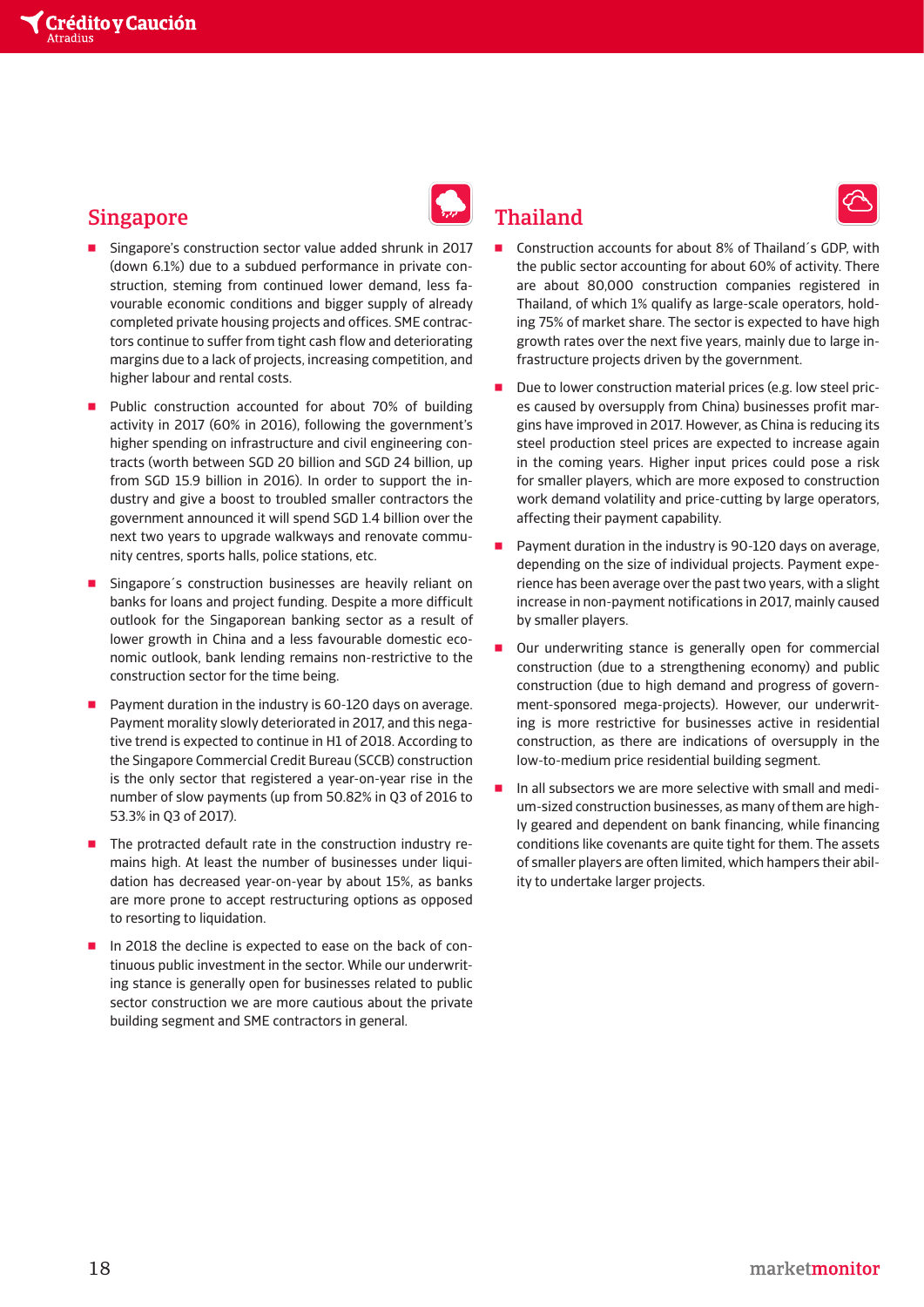## Singapore

- Singapore's construction sector value added shrunk in 2017 (down 6.1%) due to a subdued performance in private construction, steming from continued lower demand, less favourable economic conditions and bigger supply of already completed private housing projects and offices. SME contractors continue to suffer from tight cash flow and deteriorating margins due to a lack of projects, increasing competition, and higher labour and rental costs.
- Public construction accounted for about 70% of building activity in 2017 (60% in 2016), following the government's higher spending on infrastructure and civil engineering contracts (worth between SGD 20 billion and SGD 24 billion, up from SGD 15.9 billion in 2016). In order to support the industry and give a boost to troubled smaller contractors the government announced it will spend SGD 1.4 billion over the next two years to upgrade walkways and renovate community centres, sports halls, police stations, etc.
- Singapore´s construction businesses are heavily reliant on banks for loans and project funding. Despite a more difficult outlook for the Singaporean banking sector as a result of lower growth in China and a less favourable domestic economic outlook, bank lending remains non-restrictive to the construction sector for the time being.
- Payment duration in the industry is 60-120 days on average. Payment morality slowly deteriorated in 2017, and this negative trend is expected to continue in H1 of 2018. According to the Singapore Commercial Credit Bureau (SCCB) construction is the only sector that registered a year-on-year rise in the number of slow payments (up from 50.82% in Q3 of 2016 to 53.3% in Q3 of 2017).
- The protracted default rate in the construction industry remains high. At least the number of businesses under liquidation has decreased year-on-year by about 15%, as banks are more prone to accept restructuring options as opposed to resorting to liquidation.
- In 2018 the decline is expected to ease on the back of continuous public investment in the sector. While our underwriting stance is generally open for businesses related to public sector construction we are more cautious about the private building segment and SME contractors in general.

## Thailand

- Construction accounts for about 8% of Thailand´s GDP, with the public sector accounting for about 60% of activity. There are about 80,000 construction companies registered in Thailand, of which 1% qualify as large-scale operators, holding 75% of market share. The sector is expected to have high growth rates over the next five years, mainly due to large infrastructure projects driven by the government.
- Due to lower construction material prices (e.g. low steel prices caused by oversupply from China) businesses profit margins have improved in 2017. However, as China is reducing its steel production steel prices are expected to increase again in the coming years. Higher input prices could pose a risk for smaller players, which are more exposed to construction work demand volatility and price-cutting by large operators, affecting their payment capability.
- Payment duration in the industry is 90-120 days on average, depending on the size of individual projects. Payment experience has been average over the past two years, with a slight increase in non-payment notifications in 2017, mainly caused by smaller players.
- Our underwriting stance is generally open for commercial construction (due to a strengthening economy) and public construction (due to high demand and progress of government-sponsored mega-projects). However, our underwriting is more restrictive for businesses active in residential construction, as there are indications of oversupply in the low-to-medium price residential building segment.
- In all subsectors we are more selective with small and medium-sized construction businesses, as many of them are highly geared and dependent on bank financing, while financing conditions like covenants are quite tight for them. The assets of smaller players are often limited, which hampers their ability to undertake larger projects.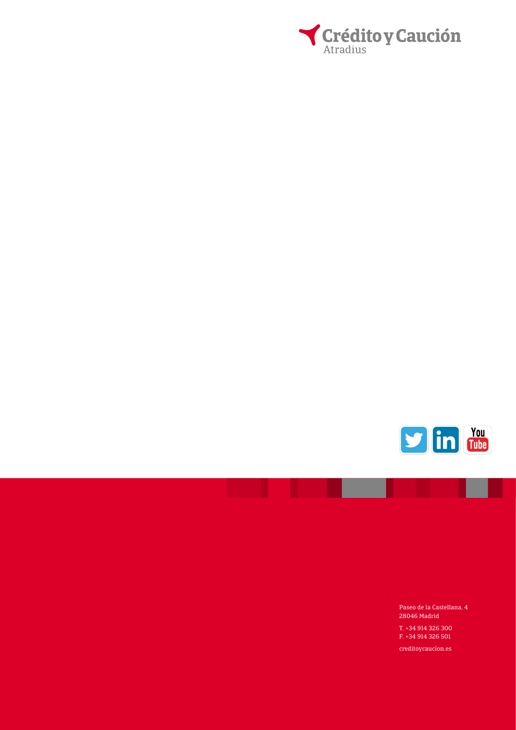Crédito y Caución
Atradius

Paseo de la Castellana, 4
28046 Madrid

T. +34 914 326 300
F. +34 914 326 501

creditoycaucion.es